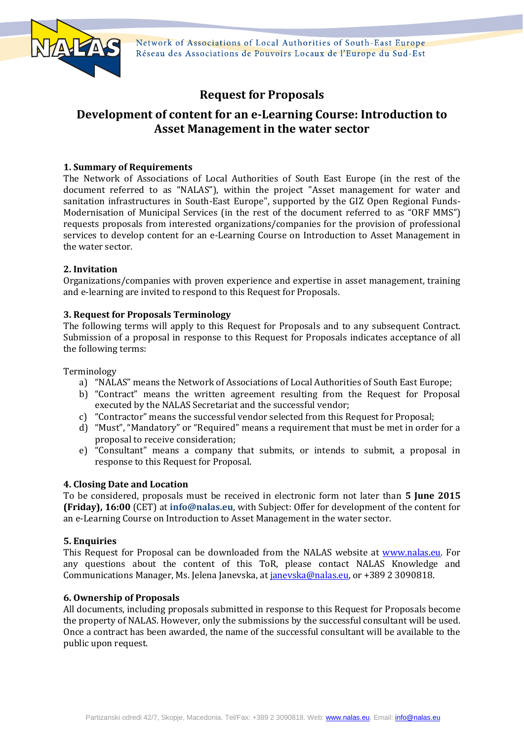# Request for Proposals

## Development of content for an e-Learning Course: Introduction to Asset Management in the water sector

### 1. Summary of Requirements

The Network of Associations of Local Authorities of South East Europe (in the rest of the document referred to as "NALAS"), within the project "Asset management for water and sanitation infrastructures in South-East Europe", supported by the GIZ Open Regional Funds-Modernisation of Municipal Services (in the rest of the document referred to as "ORF MMS") requests proposals from interested organizations/companies for the provision of professional services to develop content for an e-Learning Course on Introduction to Asset Management in the water sector.

### 2. Invitation

Organizations/companies with proven experience and expertise in asset management, training and e-learning are invited to respond to this Request for Proposals.

### 3. Request for Proposals Terminology

The following terms will apply to this Request for Proposals and to any subsequent Contract. Submission of a proposal in response to this Request for Proposals indicates acceptance of all the following terms:

Terminology

a) "NALAS" means the Network of Associations of Local Authorities of South East Europe;
b) "Contract" means the written agreement resulting from the Request for Proposal executed by the NALAS Secretariat and the successful vendor;
c) "Contractor" means the successful vendor selected from this Request for Proposal;
d) "Must", "Mandatory" or "Required" means a requirement that must be met in order for a proposal to receive consideration;
e) "Consultant" means a company that submits, or intends to submit, a proposal in response to this Request for Proposal.

### 4. Closing Date and Location

To be considered, proposals must be received in electronic form not later than **5 June 2015 (Friday), 16:00** (CET) at **info@nalas.eu**, with Subject: Offer for development of the content for an e-Learning Course on Introduction to Asset Management in the water sector.

### 5. Enquiries

This Request for Proposal can be downloaded from the NALAS website at www.nalas.eu. For any questions about the content of this ToR, please contact NALAS Knowledge and Communications Manager, Ms. Jelena Janevska, at janevska@nalas.eu, or +389 2 3090818.

### 6. Ownership of Proposals

All documents, including proposals submitted in response to this Request for Proposals become the property of NALAS. However, only the submissions by the successful consultant will be used. Once a contract has been awarded, the name of the successful consultant will be available to the public upon request.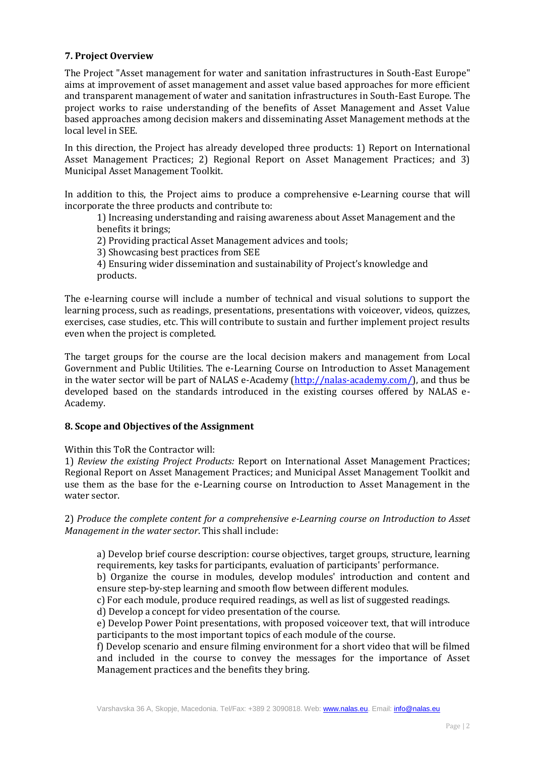## 7. Project Overview

The Project "Asset management for water and sanitation infrastructures in South-East Europe" aims at improvement of asset management and asset value based approaches for more efficient and transparent management of water and sanitation infrastructures in South-East Europe. The project works to raise understanding of the benefits of Asset Management and Asset Value based approaches among decision makers and disseminating Asset Management methods at the local level in SEE.

In this direction, the Project has already developed three products: 1) Report on International Asset Management Practices; 2) Regional Report on Asset Management Practices; and 3) Municipal Asset Management Toolkit.

In addition to this, the Project aims to produce a comprehensive e-Learning course that will incorporate the three products and contribute to:

1) Increasing understanding and raising awareness about Asset Management and the benefits it brings;
2) Providing practical Asset Management advices and tools;
3) Showcasing best practices from SEE
4) Ensuring wider dissemination and sustainability of Project's knowledge and products.

The e-learning course will include a number of technical and visual solutions to support the learning process, such as readings, presentations, presentations with voiceover, videos, quizzes, exercises, case studies, etc. This will contribute to sustain and further implement project results even when the project is completed.

The target groups for the course are the local decision makers and management from Local Government and Public Utilities. The e-Learning Course on Introduction to Asset Management in the water sector will be part of NALAS e-Academy (http://nalas-academy.com/), and thus be developed based on the standards introduced in the existing courses offered by NALAS e-Academy.

## 8. Scope and Objectives of the Assignment

Within this ToR the Contractor will:

1) *Review the existing Project Products:* Report on International Asset Management Practices; Regional Report on Asset Management Practices; and Municipal Asset Management Toolkit and use them as the base for the e-Learning course on Introduction to Asset Management in the water sector.

2) *Produce the complete content for a comprehensive e-Learning course on Introduction to Asset Management in the water sector*. This shall include:

a) Develop brief course description: course objectives, target groups, structure, learning requirements, key tasks for participants, evaluation of participants' performance.
b) Organize the course in modules, develop modules' introduction and content and ensure step-by-step learning and smooth flow between different modules.
c) For each module, produce required readings, as well as list of suggested readings.
d) Develop a concept for video presentation of the course.
e) Develop Power Point presentations, with proposed voiceover text, that will introduce participants to the most important topics of each module of the course.
f) Develop scenario and ensure filming environment for a short video that will be filmed and included in the course to convey the messages for the importance of Asset Management practices and the benefits they bring.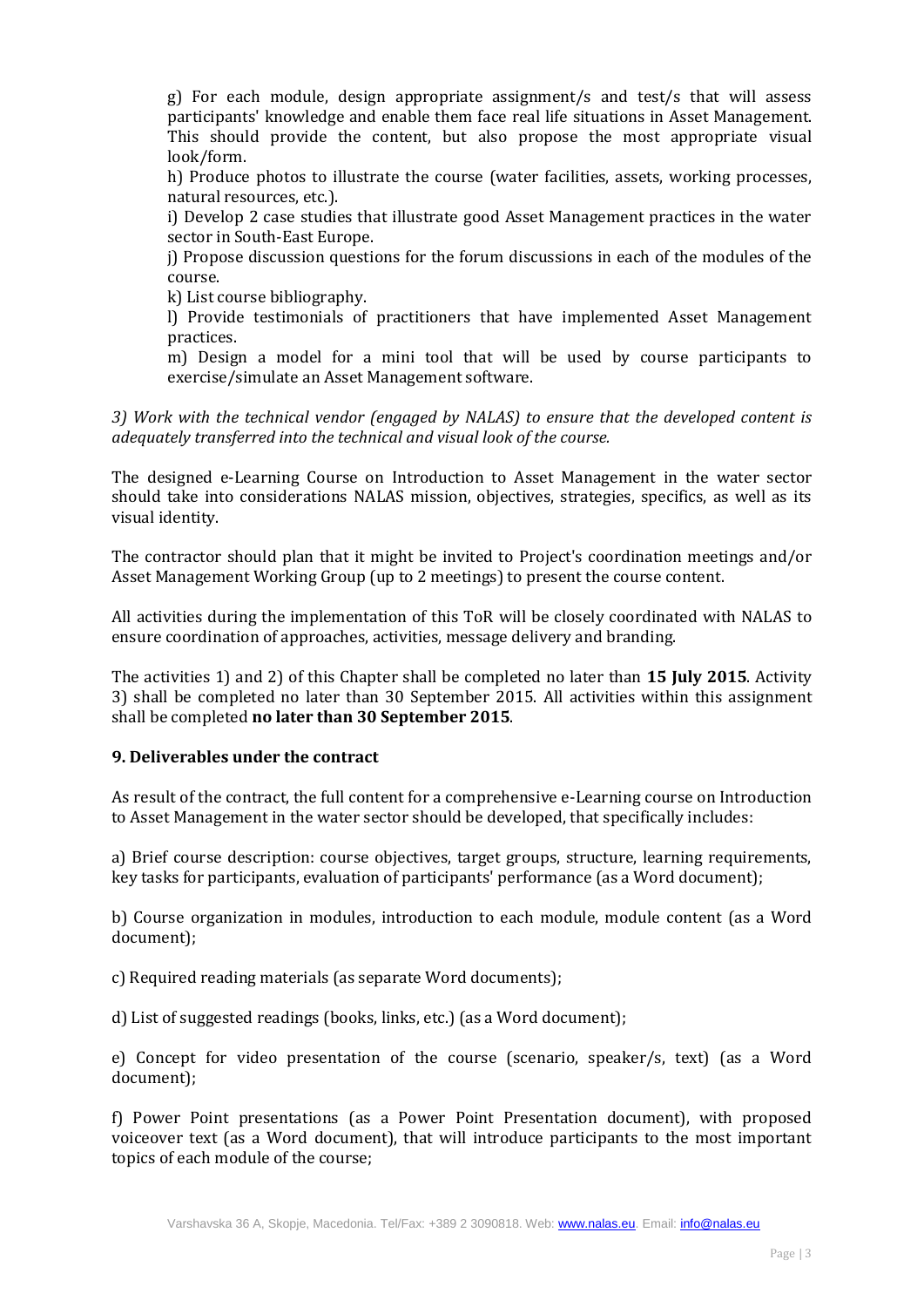g) For each module, design appropriate assignment/s and test/s that will assess participants' knowledge and enable them face real life situations in Asset Management. This should provide the content, but also propose the most appropriate visual look/form.

h) Produce photos to illustrate the course (water facilities, assets, working processes, natural resources, etc.).

i) Develop 2 case studies that illustrate good Asset Management practices in the water sector in South-East Europe.

j) Propose discussion questions for the forum discussions in each of the modules of the course.

k) List course bibliography.

l) Provide testimonials of practitioners that have implemented Asset Management practices.

m) Design a model for a mini tool that will be used by course participants to exercise/simulate an Asset Management software.

*3) Work with the technical vendor (engaged by NALAS) to ensure that the developed content is adequately transferred into the technical and visual look of the course.*

The designed e-Learning Course on Introduction to Asset Management in the water sector should take into considerations NALAS mission, objectives, strategies, specifics, as well as its visual identity.

The contractor should plan that it might be invited to Project's coordination meetings and/or Asset Management Working Group (up to 2 meetings) to present the course content.

All activities during the implementation of this ToR will be closely coordinated with NALAS to ensure coordination of approaches, activities, message delivery and branding.

The activities 1) and 2) of this Chapter shall be completed no later than **15 July 2015**. Activity 3) shall be completed no later than 30 September 2015. All activities within this assignment shall be completed **no later than 30 September 2015**.

## 9. Deliverables under the contract

As result of the contract, the full content for a comprehensive e-Learning course on Introduction to Asset Management in the water sector should be developed, that specifically includes:

a) Brief course description: course objectives, target groups, structure, learning requirements, key tasks for participants, evaluation of participants' performance (as a Word document);

b) Course organization in modules, introduction to each module, module content (as a Word document);

c) Required reading materials (as separate Word documents);

d) List of suggested readings (books, links, etc.) (as a Word document);

e) Concept for video presentation of the course (scenario, speaker/s, text) (as a Word document);

f) Power Point presentations (as a Power Point Presentation document), with proposed voiceover text (as a Word document), that will introduce participants to the most important topics of each module of the course;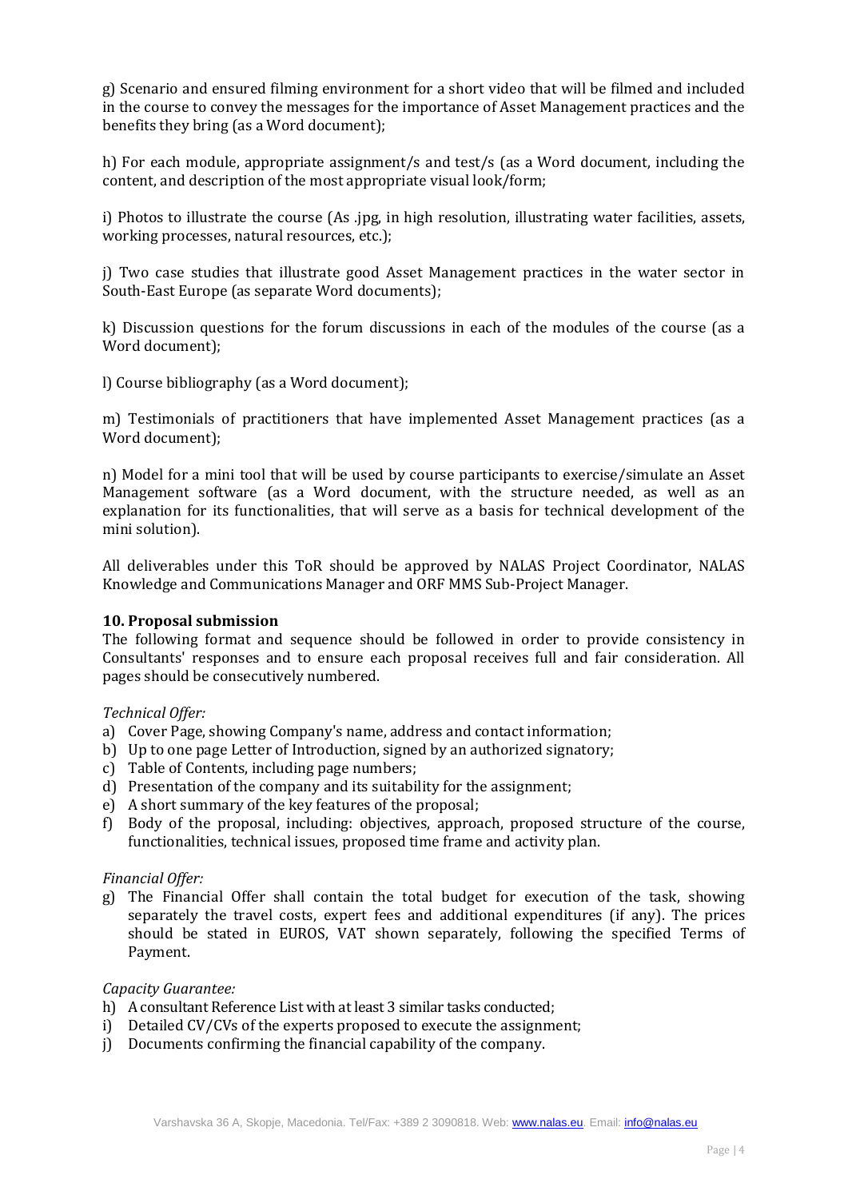g) Scenario and ensured filming environment for a short video that will be filmed and included in the course to convey the messages for the importance of Asset Management practices and the benefits they bring (as a Word document);

h) For each module, appropriate assignment/s and test/s (as a Word document, including the content, and description of the most appropriate visual look/form;

i) Photos to illustrate the course (As .jpg, in high resolution, illustrating water facilities, assets, working processes, natural resources, etc.);

j) Two case studies that illustrate good Asset Management practices in the water sector in South-East Europe (as separate Word documents);

k) Discussion questions for the forum discussions in each of the modules of the course (as a Word document);

l) Course bibliography (as a Word document);

m) Testimonials of practitioners that have implemented Asset Management practices (as a Word document);

n) Model for a mini tool that will be used by course participants to exercise/simulate an Asset Management software (as a Word document, with the structure needed, as well as an explanation for its functionalities, that will serve as a basis for technical development of the mini solution).

All deliverables under this ToR should be approved by NALAS Project Coordinator, NALAS Knowledge and Communications Manager and ORF MMS Sub-Project Manager.

**10. Proposal submission**

The following format and sequence should be followed in order to provide consistency in Consultants' responses and to ensure each proposal receives full and fair consideration. All pages should be consecutively numbered.

*Technical Offer:*

a) Cover Page, showing Company's name, address and contact information;
b) Up to one page Letter of Introduction, signed by an authorized signatory;
c) Table of Contents, including page numbers;
d) Presentation of the company and its suitability for the assignment;
e) A short summary of the key features of the proposal;
f) Body of the proposal, including: objectives, approach, proposed structure of the course, functionalities, technical issues, proposed time frame and activity plan.

*Financial Offer:*

g) The Financial Offer shall contain the total budget for execution of the task, showing separately the travel costs, expert fees and additional expenditures (if any). The prices should be stated in EUROS, VAT shown separately, following the specified Terms of Payment.

*Capacity Guarantee:*

h) A consultant Reference List with at least 3 similar tasks conducted;
i) Detailed CV/CVs of the experts proposed to execute the assignment;
j) Documents confirming the financial capability of the company.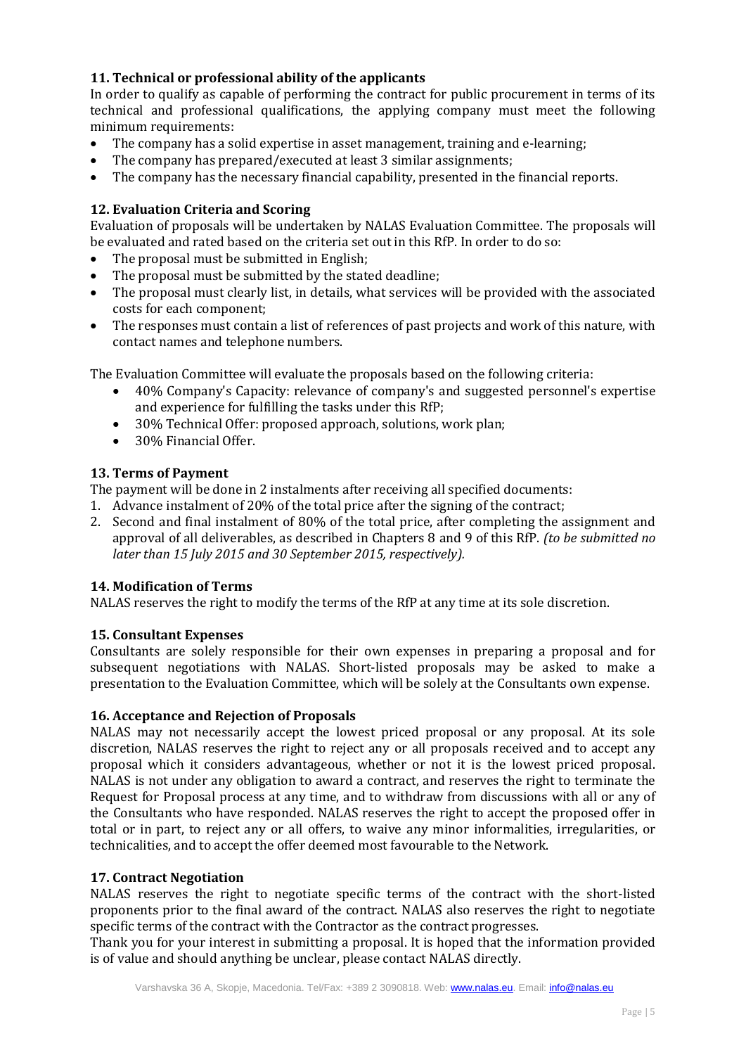## 11. Technical or professional ability of the applicants

In order to qualify as capable of performing the contract for public procurement in terms of its technical and professional qualifications, the applying company must meet the following minimum requirements:

- The company has a solid expertise in asset management, training and e-learning;
- The company has prepared/executed at least 3 similar assignments;
- The company has the necessary financial capability, presented in the financial reports.

## 12. Evaluation Criteria and Scoring

Evaluation of proposals will be undertaken by NALAS Evaluation Committee. The proposals will be evaluated and rated based on the criteria set out in this RfP. In order to do so:

- The proposal must be submitted in English;
- The proposal must be submitted by the stated deadline;
- The proposal must clearly list, in details, what services will be provided with the associated costs for each component;
- The responses must contain a list of references of past projects and work of this nature, with contact names and telephone numbers.

The Evaluation Committee will evaluate the proposals based on the following criteria:

- 40% Company's Capacity: relevance of company's and suggested personnel's expertise and experience for fulfilling the tasks under this RfP;
- 30% Technical Offer: proposed approach, solutions, work plan;
- 30% Financial Offer.

## 13. Terms of Payment

The payment will be done in 2 instalments after receiving all specified documents:

1. Advance instalment of 20% of the total price after the signing of the contract;
2. Second and final instalment of 80% of the total price, after completing the assignment and approval of all deliverables, as described in Chapters 8 and 9 of this RfP. *(to be submitted no later than 15 July 2015 and 30 September 2015, respectively).*

## 14. Modification of Terms

NALAS reserves the right to modify the terms of the RfP at any time at its sole discretion.

## 15. Consultant Expenses

Consultants are solely responsible for their own expenses in preparing a proposal and for subsequent negotiations with NALAS. Short-listed proposals may be asked to make a presentation to the Evaluation Committee, which will be solely at the Consultants own expense.

## 16. Acceptance and Rejection of Proposals

NALAS may not necessarily accept the lowest priced proposal or any proposal. At its sole discretion, NALAS reserves the right to reject any or all proposals received and to accept any proposal which it considers advantageous, whether or not it is the lowest priced proposal. NALAS is not under any obligation to award a contract, and reserves the right to terminate the Request for Proposal process at any time, and to withdraw from discussions with all or any of the Consultants who have responded. NALAS reserves the right to accept the proposed offer in total or in part, to reject any or all offers, to waive any minor informalities, irregularities, or technicalities, and to accept the offer deemed most favourable to the Network.

## 17. Contract Negotiation

NALAS reserves the right to negotiate specific terms of the contract with the short-listed proponents prior to the final award of the contract. NALAS also reserves the right to negotiate specific terms of the contract with the Contractor as the contract progresses.

Thank you for your interest in submitting a proposal. It is hoped that the information provided is of value and should anything be unclear, please contact NALAS directly.